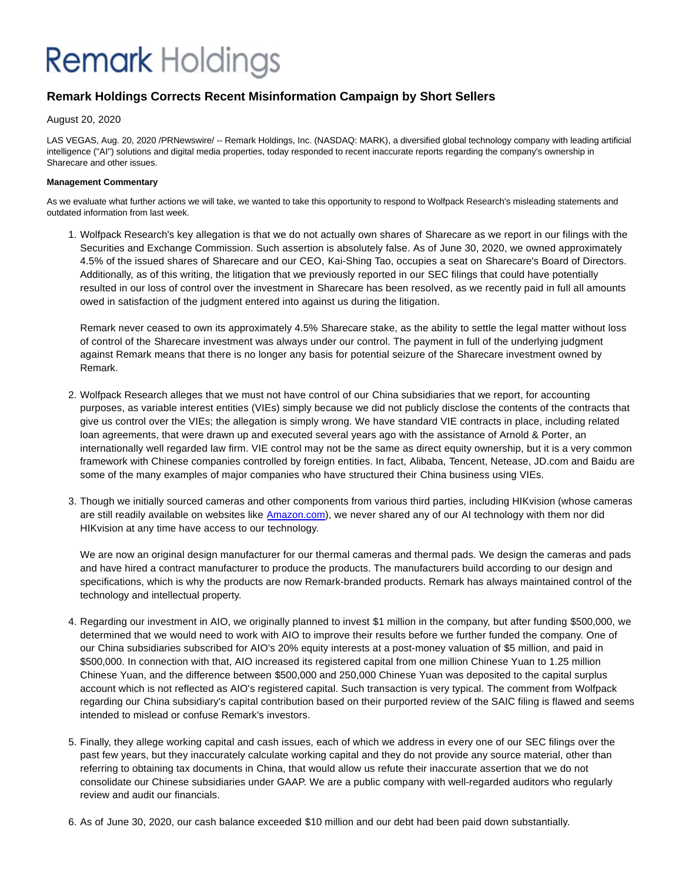# Remark Holdings

## Remark Holdings Corrects Recent Misinformation Campaign by Short Sellers

August 20, 2020

LAS VEGAS, Aug. 20, 2020 /PRNewswire/ -- Remark Holdings, Inc. (NASDAQ: MARK), a diversified global technology company with leading artificial intelligence ("AI") solutions and digital media properties, today responded to recent inaccurate reports regarding the company's ownership in Sharecare and other issues.

**Management Commentary**

As we evaluate what further actions we will take, we wanted to take this opportunity to respond to Wolfpack Research's misleading statements and outdated information from last week.

1. Wolfpack Research's key allegation is that we do not actually own shares of Sharecare as we report in our filings with the Securities and Exchange Commission. Such assertion is absolutely false. As of June 30, 2020, we owned approximately 4.5% of the issued shares of Sharecare and our CEO, Kai-Shing Tao, occupies a seat on Sharecare's Board of Directors. Additionally, as of this writing, the litigation that we previously reported in our SEC filings that could have potentially resulted in our loss of control over the investment in Sharecare has been resolved, as we recently paid in full all amounts owed in satisfaction of the judgment entered into against us during the litigation.

   Remark never ceased to own its approximately 4.5% Sharecare stake, as the ability to settle the legal matter without loss of control of the Sharecare investment was always under our control. The payment in full of the underlying judgment against Remark means that there is no longer any basis for potential seizure of the Sharecare investment owned by Remark.

2. Wolfpack Research alleges that we must not have control of our China subsidiaries that we report, for accounting purposes, as variable interest entities (VIEs) simply because we did not publicly disclose the contents of the contracts that give us control over the VIEs; the allegation is simply wrong. We have standard VIE contracts in place, including related loan agreements, that were drawn up and executed several years ago with the assistance of Arnold & Porter, an internationally well regarded law firm. VIE control may not be the same as direct equity ownership, but it is a very common framework with Chinese companies controlled by foreign entities. In fact, Alibaba, Tencent, Netease, JD.com and Baidu are some of the many examples of major companies who have structured their China business using VIEs.

3. Though we initially sourced cameras and other components from various third parties, including HIKvision (whose cameras are still readily available on websites like Amazon.com), we never shared any of our AI technology with them nor did HIKvision at any time have access to our technology.

   We are now an original design manufacturer for our thermal cameras and thermal pads. We design the cameras and pads and have hired a contract manufacturer to produce the products. The manufacturers build according to our design and specifications, which is why the products are now Remark-branded products. Remark has always maintained control of the technology and intellectual property.

4. Regarding our investment in AIO, we originally planned to invest $1 million in the company, but after funding $500,000, we determined that we would need to work with AIO to improve their results before we further funded the company. One of our China subsidiaries subscribed for AIO's 20% equity interests at a post-money valuation of $5 million, and paid in $500,000. In connection with that, AIO increased its registered capital from one million Chinese Yuan to 1.25 million Chinese Yuan, and the difference between $500,000 and 250,000 Chinese Yuan was deposited to the capital surplus account which is not reflected as AIO's registered capital. Such transaction is very typical. The comment from Wolfpack regarding our China subsidiary's capital contribution based on their purported review of the SAIC filing is flawed and seems intended to mislead or confuse Remark's investors.

5. Finally, they allege working capital and cash issues, each of which we address in every one of our SEC filings over the past few years, but they inaccurately calculate working capital and they do not provide any source material, other than referring to obtaining tax documents in China, that would allow us refute their inaccurate assertion that we do not consolidate our Chinese subsidiaries under GAAP. We are a public company with well-regarded auditors who regularly review and audit our financials.

6. As of June 30, 2020, our cash balance exceeded $10 million and our debt had been paid down substantially.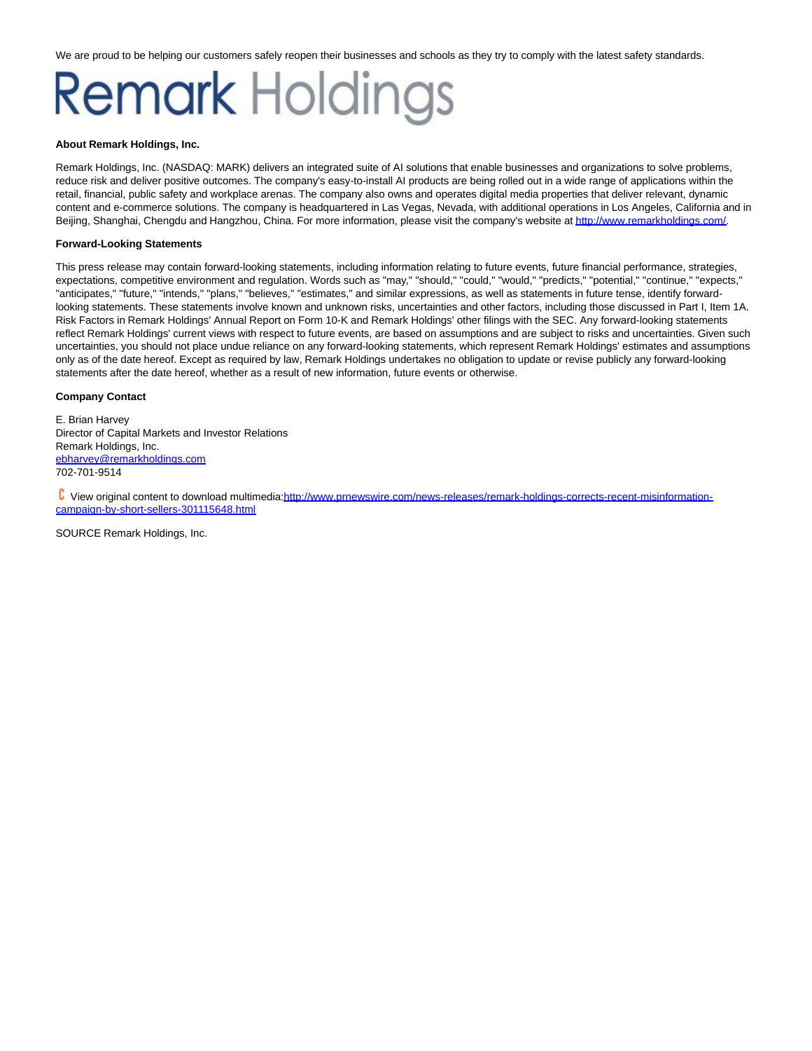We are proud to be helping our customers safely reopen their businesses and schools as they try to comply with the latest safety standards.

Remark Holdings

**About Remark Holdings, Inc.**

Remark Holdings, Inc. (NASDAQ: MARK) delivers an integrated suite of AI solutions that enable businesses and organizations to solve problems, reduce risk and deliver positive outcomes. The company's easy-to-install AI products are being rolled out in a wide range of applications within the retail, financial, public safety and workplace arenas. The company also owns and operates digital media properties that deliver relevant, dynamic content and e-commerce solutions. The company is headquartered in Las Vegas, Nevada, with additional operations in Los Angeles, California and in Beijing, Shanghai, Chengdu and Hangzhou, China. For more information, please visit the company's website at http://www.remarkholdings.com/.

**Forward-Looking Statements**

This press release may contain forward-looking statements, including information relating to future events, future financial performance, strategies, expectations, competitive environment and regulation. Words such as "may," "should," "could," "would," "predicts," "potential," "continue," "expects," "anticipates," "future," "intends," "plans," "believes," "estimates," and similar expressions, as well as statements in future tense, identify forward-looking statements. These statements involve known and unknown risks, uncertainties and other factors, including those discussed in Part I, Item 1A. Risk Factors in Remark Holdings' Annual Report on Form 10-K and Remark Holdings' other filings with the SEC. Any forward-looking statements reflect Remark Holdings' current views with respect to future events, are based on assumptions and are subject to risks and uncertainties. Given such uncertainties, you should not place undue reliance on any forward-looking statements, which represent Remark Holdings' estimates and assumptions only as of the date hereof. Except as required by law, Remark Holdings undertakes no obligation to update or revise publicly any forward-looking statements after the date hereof, whether as a result of new information, future events or otherwise.

**Company Contact**

E. Brian Harvey
Director of Capital Markets and Investor Relations
Remark Holdings, Inc.
ebharvey@remarkholdings.com
702-701-9514

View original content to download multimedia:http://www.prnewswire.com/news-releases/remark-holdings-corrects-recent-misinformation-campaign-by-short-sellers-301115648.html

SOURCE Remark Holdings, Inc.